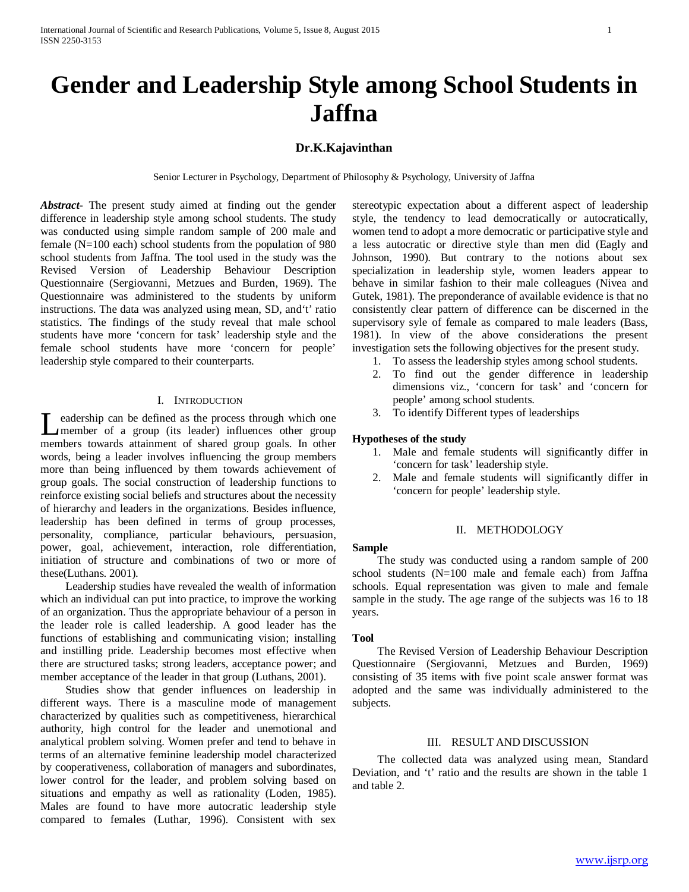# Gender and Leadership Style among School Students in Jaffna

**Dr.K.Kajavinthan**

Senior Lecturer in Psychology, Department of Philosophy & Psychology, University of Jaffna

***Abstract-*** The present study aimed at finding out the gender difference in leadership style among school students. The study was conducted using simple random sample of 200 male and female (N=100 each) school students from the population of 980 school students from Jaffna. The tool used in the study was the Revised Version of Leadership Behaviour Description Questionnaire (Sergiovanni, Metzues and Burden, 1969). The Questionnaire was administered to the students by uniform instructions. The data was analyzed using mean, SD, and't' ratio statistics. The findings of the study reveal that male school students have more 'concern for task' leadership style and the female school students have more 'concern for people' leadership style compared to their counterparts.

## I. Introduction

Leadership can be defined as the process through which one member of a group (its leader) influences other group members towards attainment of shared group goals. In other words, being a leader involves influencing the group members more than being influenced by them towards achievement of group goals. The social construction of leadership functions to reinforce existing social beliefs and structures about the necessity of hierarchy and leaders in the organizations. Besides influence, leadership has been defined in terms of group processes, personality, compliance, particular behaviours, persuasion, power, goal, achievement, interaction, role differentiation, initiation of structure and combinations of two or more of these(Luthans. 2001).

Leadership studies have revealed the wealth of information which an individual can put into practice, to improve the working of an organization. Thus the appropriate behaviour of a person in the leader role is called leadership. A good leader has the functions of establishing and communicating vision; installing and instilling pride. Leadership becomes most effective when there are structured tasks; strong leaders, acceptance power; and member acceptance of the leader in that group (Luthans, 2001).

Studies show that gender influences on leadership in different ways. There is a masculine mode of management characterized by qualities such as competitiveness, hierarchical authority, high control for the leader and unemotional and analytical problem solving. Women prefer and tend to behave in terms of an alternative feminine leadership model characterized by cooperativeness, collaboration of managers and subordinates, lower control for the leader, and problem solving based on situations and empathy as well as rationality (Loden, 1985). Males are found to have more autocratic leadership style compared to females (Luthar, 1996). Consistent with sex stereotypic expectation about a different aspect of leadership style, the tendency to lead democratically or autocratically, women tend to adopt a more democratic or participative style and a less autocratic or directive style than men did (Eagly and Johnson, 1990). But contrary to the notions about sex specialization in leadership style, women leaders appear to behave in similar fashion to their male colleagues (Nivea and Gutek, 1981). The preponderance of available evidence is that no consistently clear pattern of difference can be discerned in the supervisory syle of female as compared to male leaders (Bass, 1981). In view of the above considerations the present investigation sets the following objectives for the present study.

1. To assess the leadership styles among school students.
2. To find out the gender difference in leadership dimensions viz., 'concern for task' and 'concern for people' among school students.
3. To identify Different types of leaderships

### Hypotheses of the study

1. Male and female students will significantly differ in 'concern for task' leadership style.
2. Male and female students will significantly differ in 'concern for people' leadership style.

## II. Methodology

### Sample

The study was conducted using a random sample of 200 school students (N=100 male and female each) from Jaffna schools. Equal representation was given to male and female sample in the study. The age range of the subjects was 16 to 18 years.

### Tool

The Revised Version of Leadership Behaviour Description Questionnaire (Sergiovanni, Metzues and Burden, 1969) consisting of 35 items with five point scale answer format was adopted and the same was individually administered to the subjects.

## III. Result and Discussion

The collected data was analyzed using mean, Standard Deviation, and 't' ratio and the results are shown in the table 1 and table 2.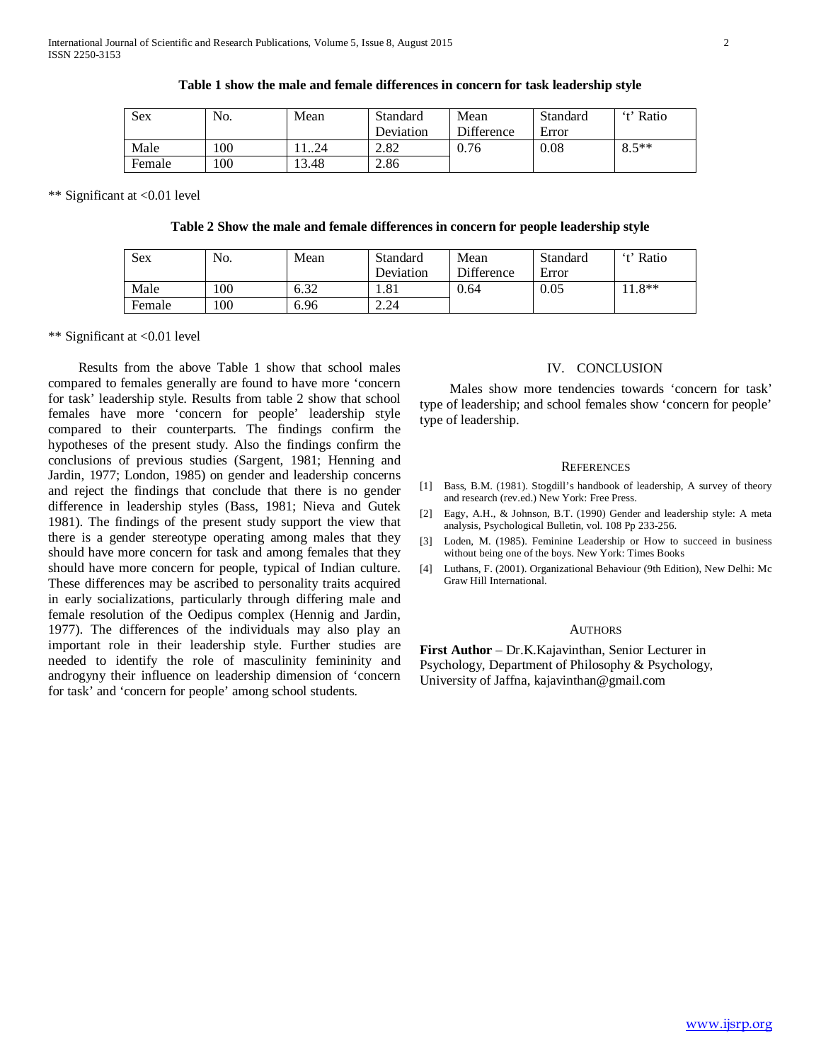**Table 1 show the male and female differences in concern for task leadership style**

| Sex | No. | Mean | Standard Deviation | Mean Difference | Standard Error | 't' Ratio |
|---|---|---|---|---|---|---|
| Male | 100 | 11..24 | 2.82 | 0.76 | 0.08 | 8.5** |
| Female | 100 | 13.48 | 2.86 | | | |

** Significant at <0.01 level

**Table 2 Show the male and female differences in concern for people leadership style**

| Sex | No. | Mean | Standard Deviation | Mean Difference | Standard Error | 't' Ratio |
|---|---|---|---|---|---|---|
| Male | 100 | 6.32 | 1.81 | 0.64 | 0.05 | 11.8** |
| Female | 100 | 6.96 | 2.24 | | | |

** Significant at <0.01 level

Results from the above Table 1 show that school males compared to females generally are found to have more 'concern for task' leadership style. Results from table 2 show that school females have more 'concern for people' leadership style compared to their counterparts. The findings confirm the hypotheses of the present study. Also the findings confirm the conclusions of previous studies (Sargent, 1981; Henning and Jardin, 1977; London, 1985) on gender and leadership concerns and reject the findings that conclude that there is no gender difference in leadership styles (Bass, 1981; Nieva and Gutek 1981). The findings of the present study support the view that there is a gender stereotype operating among males that they should have more concern for task and among females that they should have more concern for people, typical of Indian culture. These differences may be ascribed to personality traits acquired in early socializations, particularly through differing male and female resolution of the Oedipus complex (Hennig and Jardin, 1977). The differences of the individuals may also play an important role in their leadership style. Further studies are needed to identify the role of masculinity femininity and androgyny their influence on leadership dimension of 'concern for task' and 'concern for people' among school students.

## IV. CONCLUSION

Males show more tendencies towards 'concern for task' type of leadership; and school females show 'concern for people' type of leadership.

## REFERENCES

[1] Bass, B.M. (1981). Stogdill's handbook of leadership, A survey of theory and research (rev.ed.) New York: Free Press.

[2] Eagy, A.H., & Johnson, B.T. (1990) Gender and leadership style: A meta analysis, Psychological Bulletin, vol. 108 Pp 233-256.

[3] Loden, M. (1985). Feminine Leadership or How to succeed in business without being one of the boys. New York: Times Books

[4] Luthans, F. (2001). Organizational Behaviour (9th Edition), New Delhi: Mc Graw Hill International.

## AUTHORS

**First Author** – Dr.K.Kajavinthan, Senior Lecturer in Psychology, Department of Philosophy & Psychology, University of Jaffna, kajavinthan@gmail.com